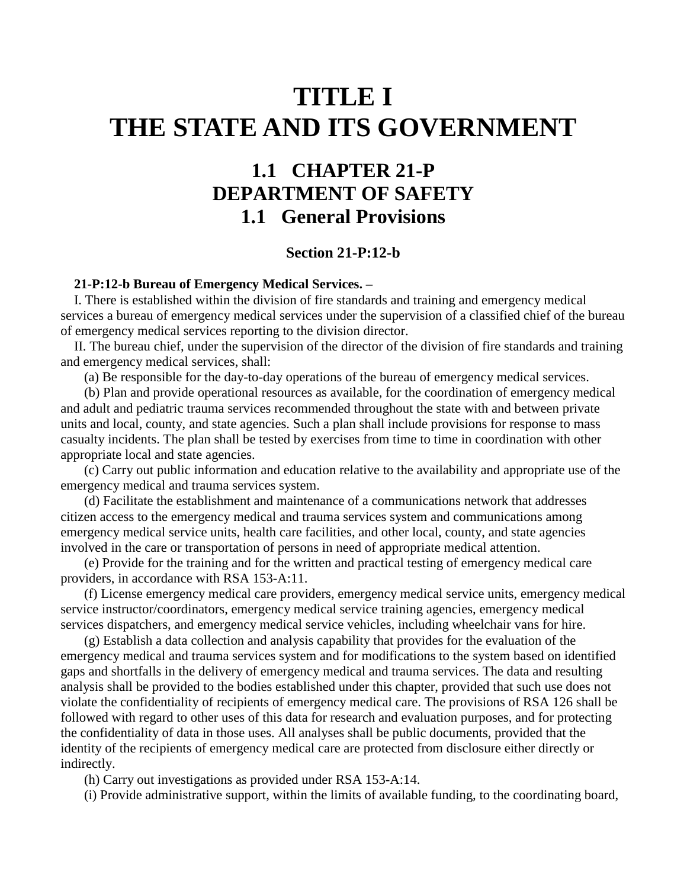# TITLE I
# THE STATE AND ITS GOVERNMENT

## 1.1 CHAPTER 21-P
## DEPARTMENT OF SAFETY
## 1.1 General Provisions

### Section 21-P:12-b

**21-P:12-b Bureau of Emergency Medical Services. –**

I. There is established within the division of fire standards and training and emergency medical services a bureau of emergency medical services under the supervision of a classified chief of the bureau of emergency medical services reporting to the division director.

II. The bureau chief, under the supervision of the director of the division of fire standards and training and emergency medical services, shall:

(a) Be responsible for the day-to-day operations of the bureau of emergency medical services.

(b) Plan and provide operational resources as available, for the coordination of emergency medical and adult and pediatric trauma services recommended throughout the state with and between private units and local, county, and state agencies. Such a plan shall include provisions for response to mass casualty incidents. The plan shall be tested by exercises from time to time in coordination with other appropriate local and state agencies.

(c) Carry out public information and education relative to the availability and appropriate use of the emergency medical and trauma services system.

(d) Facilitate the establishment and maintenance of a communications network that addresses citizen access to the emergency medical and trauma services system and communications among emergency medical service units, health care facilities, and other local, county, and state agencies involved in the care or transportation of persons in need of appropriate medical attention.

(e) Provide for the training and for the written and practical testing of emergency medical care providers, in accordance with RSA 153-A:11.

(f) License emergency medical care providers, emergency medical service units, emergency medical service instructor/coordinators, emergency medical service training agencies, emergency medical services dispatchers, and emergency medical service vehicles, including wheelchair vans for hire.

(g) Establish a data collection and analysis capability that provides for the evaluation of the emergency medical and trauma services system and for modifications to the system based on identified gaps and shortfalls in the delivery of emergency medical and trauma services. The data and resulting analysis shall be provided to the bodies established under this chapter, provided that such use does not violate the confidentiality of recipients of emergency medical care. The provisions of RSA 126 shall be followed with regard to other uses of this data for research and evaluation purposes, and for protecting the confidentiality of data in those uses. All analyses shall be public documents, provided that the identity of the recipients of emergency medical care are protected from disclosure either directly or indirectly.

(h) Carry out investigations as provided under RSA 153-A:14.

(i) Provide administrative support, within the limits of available funding, to the coordinating board,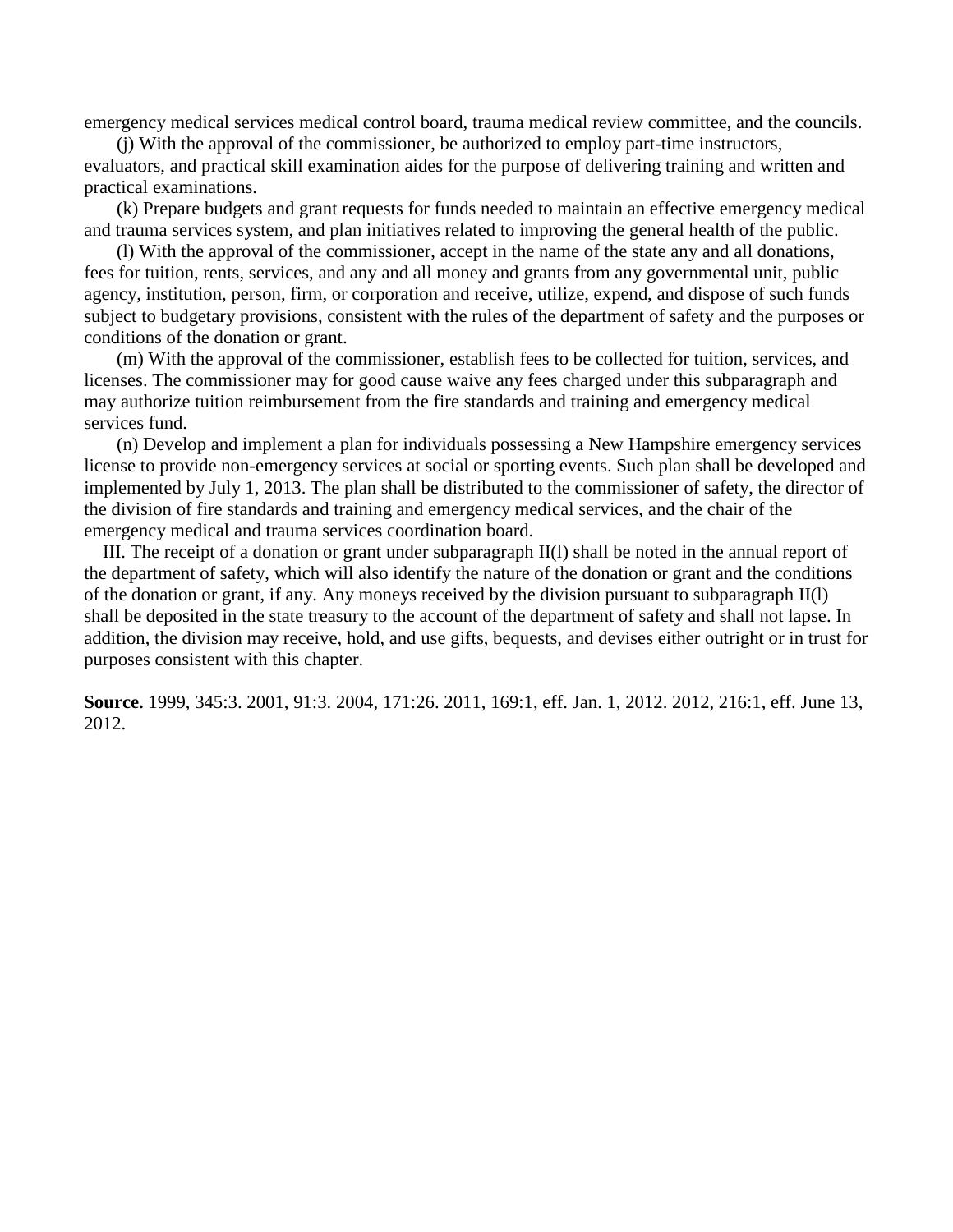emergency medical services medical control board, trauma medical review committee, and the councils.

(j) With the approval of the commissioner, be authorized to employ part-time instructors, evaluators, and practical skill examination aides for the purpose of delivering training and written and practical examinations.

(k) Prepare budgets and grant requests for funds needed to maintain an effective emergency medical and trauma services system, and plan initiatives related to improving the general health of the public.

(l) With the approval of the commissioner, accept in the name of the state any and all donations, fees for tuition, rents, services, and any and all money and grants from any governmental unit, public agency, institution, person, firm, or corporation and receive, utilize, expend, and dispose of such funds subject to budgetary provisions, consistent with the rules of the department of safety and the purposes or conditions of the donation or grant.

(m) With the approval of the commissioner, establish fees to be collected for tuition, services, and licenses. The commissioner may for good cause waive any fees charged under this subparagraph and may authorize tuition reimbursement from the fire standards and training and emergency medical services fund.

(n) Develop and implement a plan for individuals possessing a New Hampshire emergency services license to provide non-emergency services at social or sporting events. Such plan shall be developed and implemented by July 1, 2013. The plan shall be distributed to the commissioner of safety, the director of the division of fire standards and training and emergency medical services, and the chair of the emergency medical and trauma services coordination board.

III. The receipt of a donation or grant under subparagraph II(l) shall be noted in the annual report of the department of safety, which will also identify the nature of the donation or grant and the conditions of the donation or grant, if any. Any moneys received by the division pursuant to subparagraph II(l) shall be deposited in the state treasury to the account of the department of safety and shall not lapse. In addition, the division may receive, hold, and use gifts, bequests, and devises either outright or in trust for purposes consistent with this chapter.

**Source.** 1999, 345:3. 2001, 91:3. 2004, 171:26. 2011, 169:1, eff. Jan. 1, 2012. 2012, 216:1, eff. June 13, 2012.